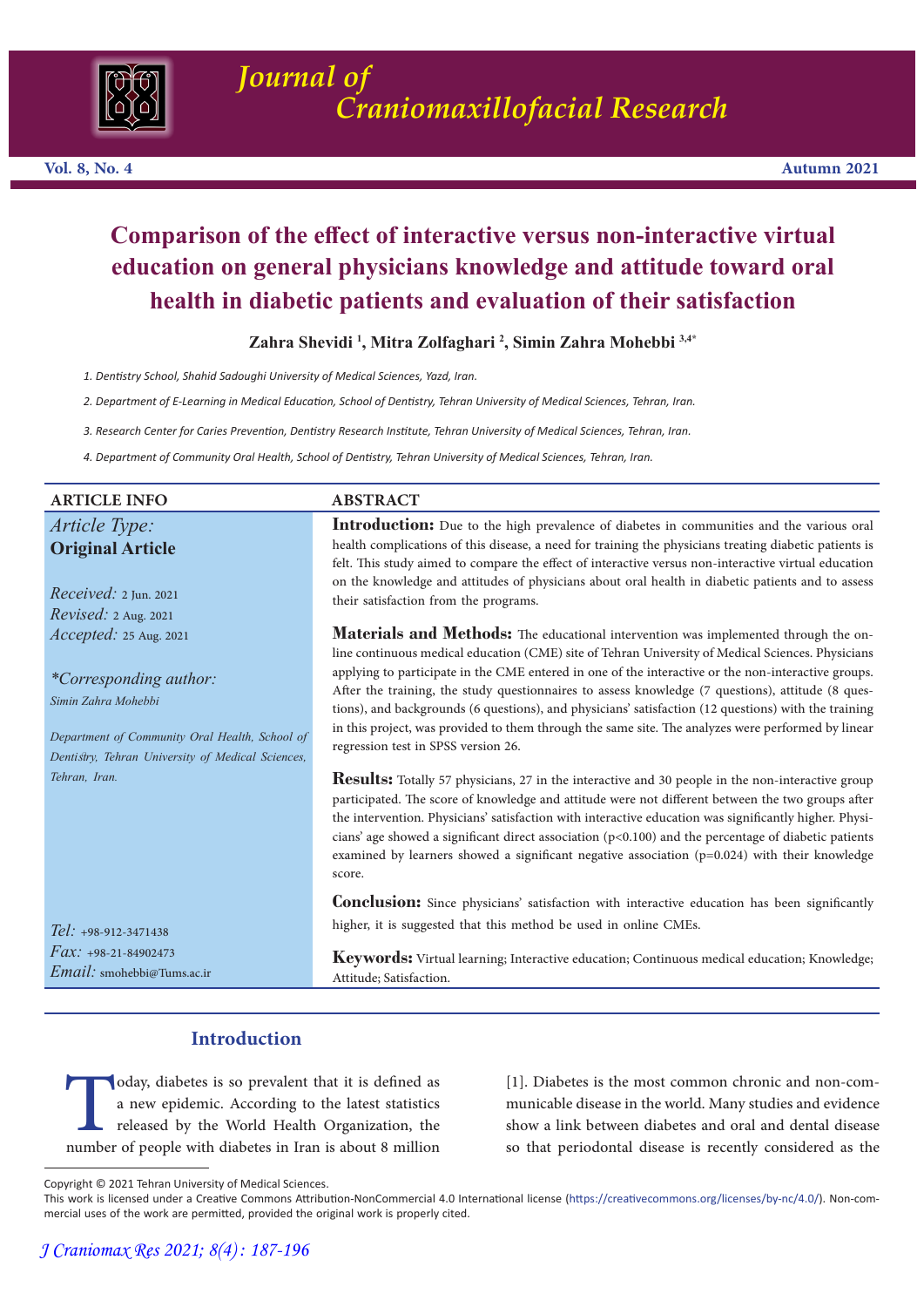# Comparison of the effect of interactive versus non-interactive virtual education on general physicians knowledge and attitude toward oral health in diabetic patients and evaluation of their satisfaction

**Zahra Shevidi [1], Mitra Zolfaghari [2], Simin Zahra Mohebbi [3,4*]**

1. Dentistry School, Shahid Sadoughi University of Medical Sciences, Yazd, Iran.
2. Department of E-Learning in Medical Education, School of Dentistry, Tehran University of Medical Sciences, Tehran, Iran.
3. Research Center for Caries Prevention, Dentistry Research Institute, Tehran University of Medical Sciences, Tehran, Iran.
4. Department of Community Oral Health, School of Dentistry, Tehran University of Medical Sciences, Tehran, Iran.

## ARTICLE INFO

*Article Type:*
**Original Article**

*Received:* 2 Jun. 2021
*Revised:* 2 Aug. 2021
*Accepted:* 25 Aug. 2021

*\*Corresponding author:*
*Simin Zahra Mohebbi*

*Department of Community Oral Health, School of Dentistry, Tehran University of Medical Sciences, Tehran, Iran.*

*Tel:* +98-912-3471438
*Fax:* +98-21-84902473
*Email:* smohebbi@Tums.ac.ir

## ABSTRACT

**Introduction:** Due to the high prevalence of diabetes in communities and the various oral health complications of this disease, a need for training the physicians treating diabetic patients is felt. This study aimed to compare the effect of interactive versus non-interactive virtual education on the knowledge and attitudes of physicians about oral health in diabetic patients and to assess their satisfaction from the programs.

**Materials and Methods:** The educational intervention was implemented through the online continuous medical education (CME) site of Tehran University of Medical Sciences. Physicians applying to participate in the CME entered in one of the interactive or the non-interactive groups. After the training, the study questionnaires to assess knowledge (7 questions), attitude (8 questions), and backgrounds (6 questions), and physicians' satisfaction (12 questions) with the training in this project, was provided to them through the same site. The analyzes were performed by linear regression test in SPSS version 26.

**Results:** Totally 57 physicians, 27 in the interactive and 30 people in the non-interactive group participated. The score of knowledge and attitude were not different between the two groups after the intervention. Physicians' satisfaction with interactive education was significantly higher. Physicians' age showed a significant direct association ($p<0.100$) and the percentage of diabetic patients examined by learners showed a significant negative association ($p=0.024$) with their knowledge score.

**Conclusion:** Since physicians' satisfaction with interactive education has been significantly higher, it is suggested that this method be used in online CMEs.

**Keywords:** Virtual learning; Interactive education; Continuous medical education; Knowledge; Attitude; Satisfaction.

## Introduction

Today, diabetes is so prevalent that it is defined as a new epidemic. According to the latest statistics released by the World Health Organization, the number of people with diabetes in Iran is about 8 million [1]. Diabetes is the most common chronic and non-communicable disease in the world. Many studies and evidence show a link between diabetes and oral and dental disease so that periodontal disease is recently considered as the

Copyright © 2021 Tehran University of Medical Sciences.
This work is licensed under a Creative Commons Attribution-NonCommercial 4.0 International license (https://creativecommons.org/licenses/by-nc/4.0/). Non-commercial uses of the work are permitted, provided the original work is properly cited.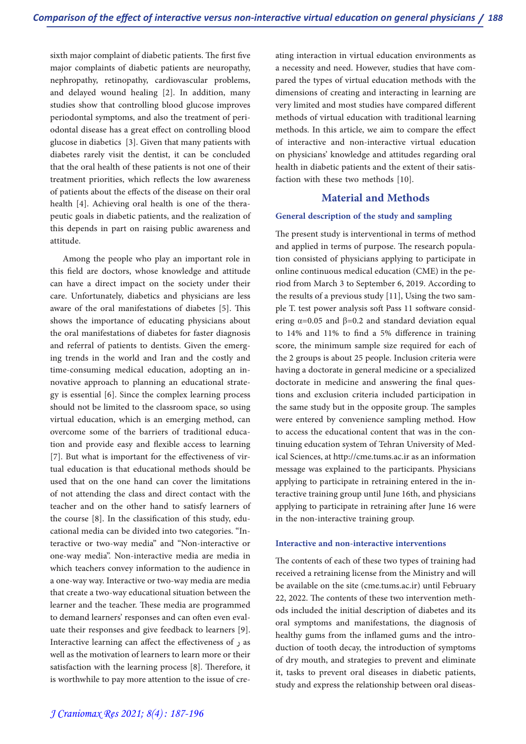sixth major complaint of diabetic patients. The first five major complaints of diabetic patients are neuropathy, nephropathy, retinopathy, cardiovascular problems, and delayed wound healing [2]. In addition, many studies show that controlling blood glucose improves periodontal symptoms, and also the treatment of periodontal disease has a great effect on controlling blood glucose in diabetics [3]. Given that many patients with diabetes rarely visit the dentist, it can be concluded that the oral health of these patients is not one of their treatment priorities, which reflects the low awareness of patients about the effects of the disease on their oral health [4]. Achieving oral health is one of the therapeutic goals in diabetic patients, and the realization of this depends in part on raising public awareness and attitude.

Among the people who play an important role in this field are doctors, whose knowledge and attitude can have a direct impact on the society under their care. Unfortunately, diabetics and physicians are less aware of the oral manifestations of diabetes [5]. This shows the importance of educating physicians about the oral manifestations of diabetes for faster diagnosis and referral of patients to dentists. Given the emerging trends in the world and Iran and the costly and time-consuming medical education, adopting an innovative approach to planning an educational strategy is essential [6]. Since the complex learning process should not be limited to the classroom space, so using virtual education, which is an emerging method, can overcome some of the barriers of traditional education and provide easy and flexible access to learning [7]. But what is important for the effectiveness of virtual education is that educational methods should be used that on the one hand can cover the limitations of not attending the class and direct contact with the teacher and on the other hand to satisfy learners of the course [8]. In the classification of this study, educational media can be divided into two categories. "Interactive or two-way media" and "Non-interactive or one-way media". Non-interactive media are media in which teachers convey information to the audience in a one-way way. Interactive or two-way media are media that create a two-way educational situation between the learner and the teacher. These media are programmed to demand learners' responses and can often even evaluate their responses and give feedback to learners [9]. Interactive learning can affect the effectiveness of ر as well as the motivation of learners to learn more or their satisfaction with the learning process [8]. Therefore, it is worthwhile to pay more attention to the issue of creating interaction in virtual education environments as a necessity and need. However, studies that have compared the types of virtual education methods with the dimensions of creating and interacting in learning are very limited and most studies have compared different methods of virtual education with traditional learning methods. In this article, we aim to compare the effect of interactive and non-interactive virtual education on physicians' knowledge and attitudes regarding oral health in diabetic patients and the extent of their satisfaction with these two methods [10].

## Material and Methods

### General description of the study and sampling

The present study is interventional in terms of method and applied in terms of purpose. The research population consisted of physicians applying to participate in online continuous medical education (CME) in the period from March 3 to September 6, 2019. According to the results of a previous study [11], Using the two sample T. test power analysis soft Pass 11 software considering $\alpha$=0.05 and $\beta$=0.2 and standard deviation equal to 14% and 11% to find a 5% difference in training score, the minimum sample size required for each of the 2 groups is about 25 people. Inclusion criteria were having a doctorate in general medicine or a specialized doctorate in medicine and answering the final questions and exclusion criteria included participation in the same study but in the opposite group. The samples were entered by convenience sampling method. How to access the educational content that was in the continuing education system of Tehran University of Medical Sciences, at http://cme.tums.ac.ir as an information message was explained to the participants. Physicians applying to participate in retraining entered in the interactive training group until June 16th, and physicians applying to participate in retraining after June 16 were in the non-interactive training group.

### Interactive and non-interactive interventions

The contents of each of these two types of training had received a retraining license from the Ministry and will be available on the site (cme.tums.ac.ir) until February 22, 2022. The contents of these two intervention methods included the initial description of diabetes and its oral symptoms and manifestations, the diagnosis of healthy gums from the inflamed gums and the introduction of tooth decay, the introduction of symptoms of dry mouth, and strategies to prevent and eliminate it, tasks to prevent oral diseases in diabetic patients, study and express the relationship between oral diseas-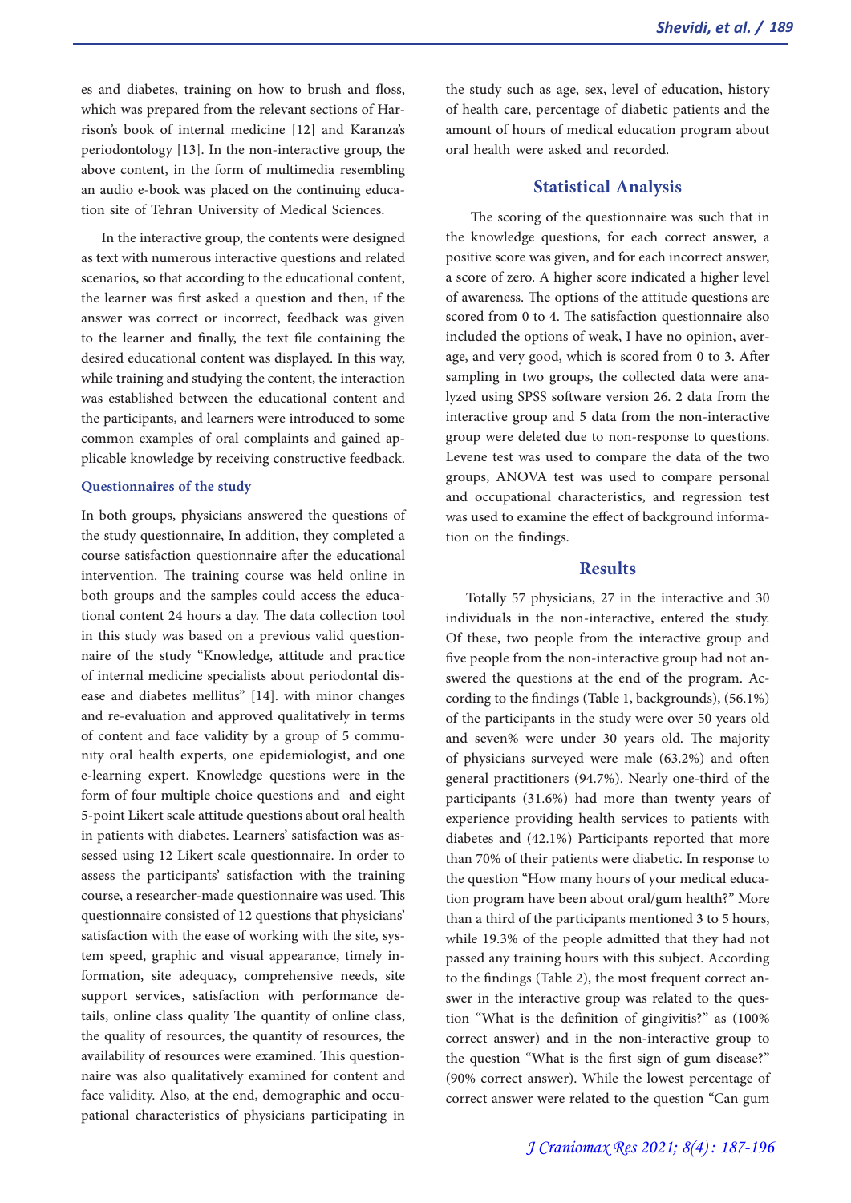es and diabetes, training on how to brush and floss, which was prepared from the relevant sections of Harrison's book of internal medicine [12] and Karanza's periodontology [13]. In the non-interactive group, the above content, in the form of multimedia resembling an audio e-book was placed on the continuing education site of Tehran University of Medical Sciences.

In the interactive group, the contents were designed as text with numerous interactive questions and related scenarios, so that according to the educational content, the learner was first asked a question and then, if the answer was correct or incorrect, feedback was given to the learner and finally, the text file containing the desired educational content was displayed. In this way, while training and studying the content, the interaction was established between the educational content and the participants, and learners were introduced to some common examples of oral complaints and gained applicable knowledge by receiving constructive feedback.

### Questionnaires of the study

In both groups, physicians answered the questions of the study questionnaire, In addition, they completed a course satisfaction questionnaire after the educational intervention. The training course was held online in both groups and the samples could access the educational content 24 hours a day. The data collection tool in this study was based on a previous valid questionnaire of the study "Knowledge, attitude and practice of internal medicine specialists about periodontal disease and diabetes mellitus" [14]. with minor changes and re-evaluation and approved qualitatively in terms of content and face validity by a group of 5 community oral health experts, one epidemiologist, and one e-learning expert. Knowledge questions were in the form of four multiple choice questions and and eight 5-point Likert scale attitude questions about oral health in patients with diabetes. Learners' satisfaction was assessed using 12 Likert scale questionnaire. In order to assess the participants' satisfaction with the training course, a researcher-made questionnaire was used. This questionnaire consisted of 12 questions that physicians' satisfaction with the ease of working with the site, system speed, graphic and visual appearance, timely information, site adequacy, comprehensive needs, site support services, satisfaction with performance details, online class quality The quantity of online class, the quality of resources, the quantity of resources, the availability of resources were examined. This questionnaire was also qualitatively examined for content and face validity. Also, at the end, demographic and occupational characteristics of physicians participating in the study such as age, sex, level of education, history of health care, percentage of diabetic patients and the amount of hours of medical education program about oral health were asked and recorded.

## Statistical Analysis

The scoring of the questionnaire was such that in the knowledge questions, for each correct answer, a positive score was given, and for each incorrect answer, a score of zero. A higher score indicated a higher level of awareness. The options of the attitude questions are scored from 0 to 4. The satisfaction questionnaire also included the options of weak, I have no opinion, average, and very good, which is scored from 0 to 3. After sampling in two groups, the collected data were analyzed using SPSS software version 26. 2 data from the interactive group and 5 data from the non-interactive group were deleted due to non-response to questions. Levene test was used to compare the data of the two groups, ANOVA test was used to compare personal and occupational characteristics, and regression test was used to examine the effect of background information on the findings.

## Results

Totally 57 physicians, 27 in the interactive and 30 individuals in the non-interactive, entered the study. Of these, two people from the interactive group and five people from the non-interactive group had not answered the questions at the end of the program. According to the findings (Table 1, backgrounds), (56.1%) of the participants in the study were over 50 years old and seven% were under 30 years old. The majority of physicians surveyed were male (63.2%) and often general practitioners (94.7%). Nearly one-third of the participants (31.6%) had more than twenty years of experience providing health services to patients with diabetes and (42.1%) Participants reported that more than 70% of their patients were diabetic. In response to the question "How many hours of your medical education program have been about oral/gum health?" More than a third of the participants mentioned 3 to 5 hours, while 19.3% of the people admitted that they had not passed any training hours with this subject. According to the findings (Table 2), the most frequent correct answer in the interactive group was related to the question "What is the definition of gingivitis?" as (100% correct answer) and in the non-interactive group to the question "What is the first sign of gum disease?" (90% correct answer). While the lowest percentage of correct answer were related to the question "Can gum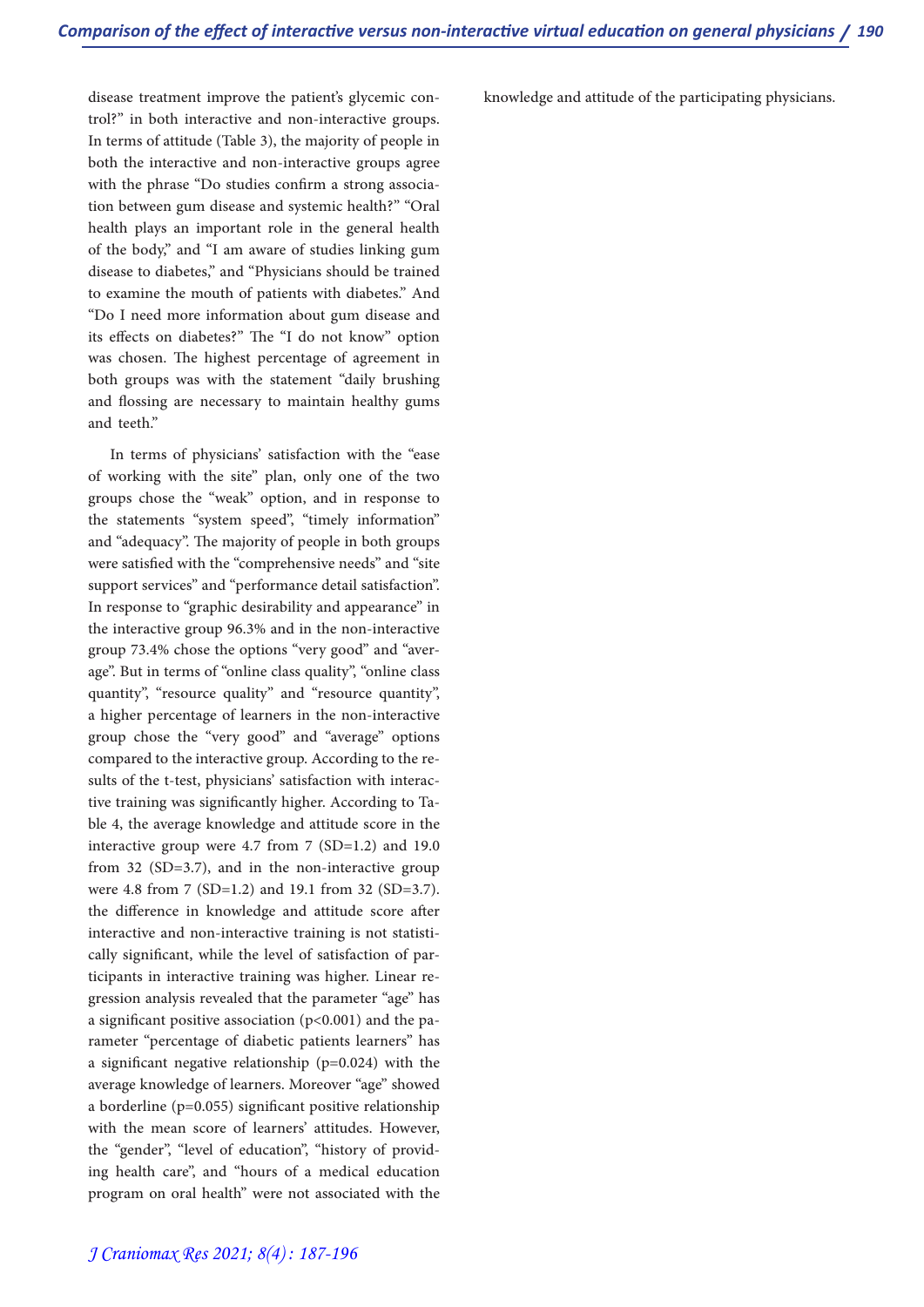disease treatment improve the patient's glycemic control?" in both interactive and non-interactive groups. In terms of attitude (Table 3), the majority of people in both the interactive and non-interactive groups agree with the phrase "Do studies confirm a strong association between gum disease and systemic health?" "Oral health plays an important role in the general health of the body," and "I am aware of studies linking gum disease to diabetes," and "Physicians should be trained to examine the mouth of patients with diabetes." And "Do I need more information about gum disease and its effects on diabetes?" The "I do not know" option was chosen. The highest percentage of agreement in both groups was with the statement "daily brushing and flossing are necessary to maintain healthy gums and teeth."

In terms of physicians' satisfaction with the "ease of working with the site" plan, only one of the two groups chose the "weak" option, and in response to the statements "system speed", "timely information" and "adequacy". The majority of people in both groups were satisfied with the "comprehensive needs" and "site support services" and "performance detail satisfaction". In response to "graphic desirability and appearance" in the interactive group 96.3% and in the non-interactive group 73.4% chose the options "very good" and "average". But in terms of "online class quality", "online class quantity", "resource quality" and "resource quantity", a higher percentage of learners in the non-interactive group chose the "very good" and "average" options compared to the interactive group. According to the results of the t-test, physicians' satisfaction with interactive training was significantly higher. According to Table 4, the average knowledge and attitude score in the interactive group were 4.7 from 7 (SD=1.2) and 19.0 from 32 (SD=3.7), and in the non-interactive group were 4.8 from 7 (SD=1.2) and 19.1 from 32 (SD=3.7). the difference in knowledge and attitude score after interactive and non-interactive training is not statistically significant, while the level of satisfaction of participants in interactive training was higher. Linear regression analysis revealed that the parameter "age" has a significant positive association ($p<0.001$) and the parameter "percentage of diabetic patients learners" has a significant negative relationship ($p=0.024$) with the average knowledge of learners. Moreover "age" showed a borderline ($p=0.055$) significant positive relationship with the mean score of learners' attitudes. However, the "gender", "level of education", "history of providing health care", and "hours of a medical education program on oral health" were not associated with the knowledge and attitude of the participating physicians.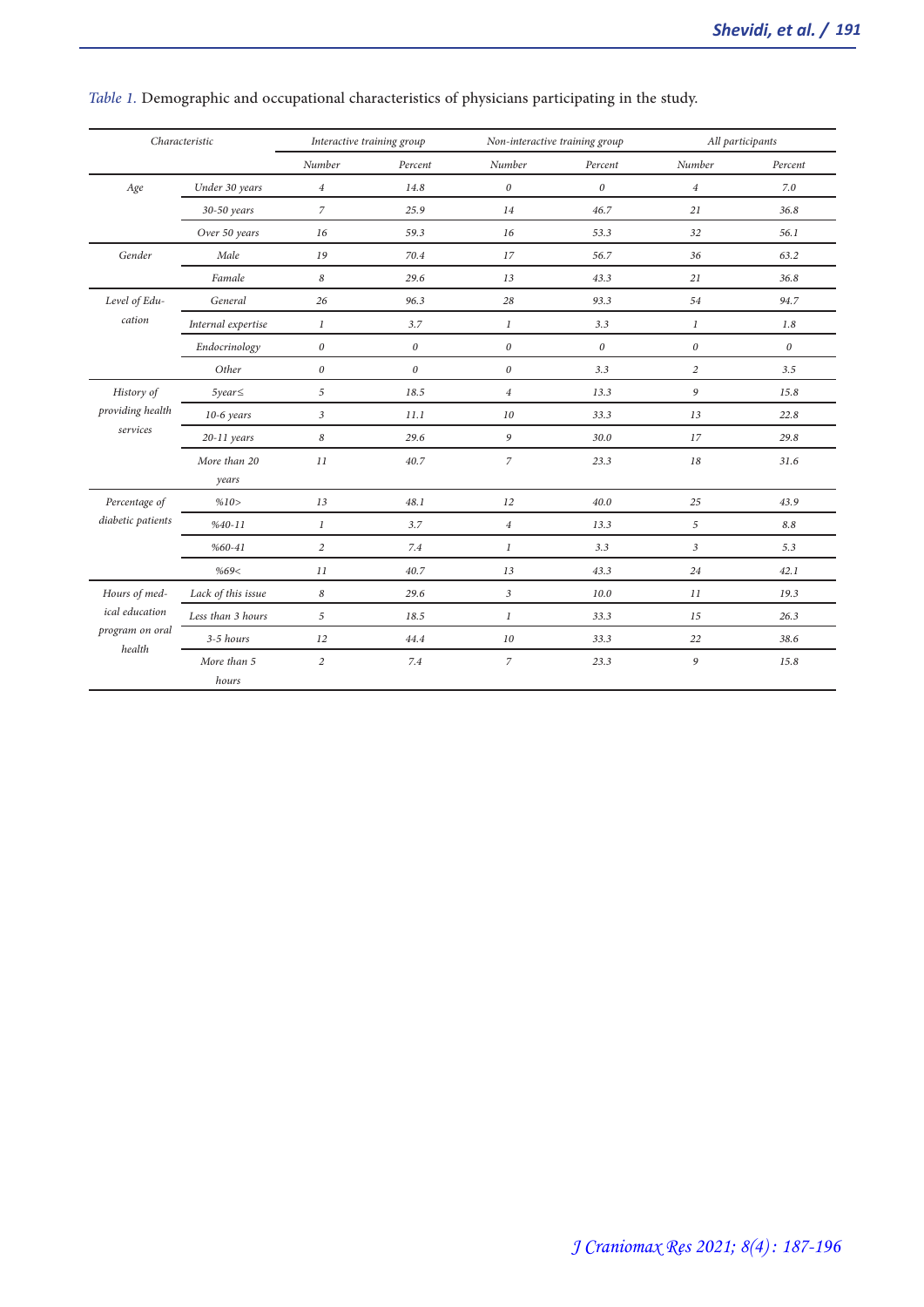*Table 1.* Demographic and occupational characteristics of physicians participating in the study.

| Characteristic | | Interactive training group | | Non-interactive training group | | All participants | |
|---|---|---|---|---|---|---|---|
| | | Number | Percent | Number | Percent | Number | Percent |
| Age | Under 30 years | 4 | 14.8 | 0 | 0 | 4 | 7.0 |
| | 30-50 years | 7 | 25.9 | 14 | 46.7 | 21 | 36.8 |
| | Over 50 years | 16 | 59.3 | 16 | 53.3 | 32 | 56.1 |
| Gender | Male | 19 | 70.4 | 17 | 56.7 | 36 | 63.2 |
| | Famale | 8 | 29.6 | 13 | 43.3 | 21 | 36.8 |
| Level of Education | General | 26 | 96.3 | 28 | 93.3 | 54 | 94.7 |
| | Internal expertise | 1 | 3.7 | 1 | 3.3 | 1 | 1.8 |
| | Endocrinology | 0 | 0 | 0 | 0 | 0 | 0 |
| | Other | 0 | 0 | 0 | 3.3 | 2 | 3.5 |
| History of providing health services | 5year≤ | 5 | 18.5 | 4 | 13.3 | 9 | 15.8 |
| | 10-6 years | 3 | 11.1 | 10 | 33.3 | 13 | 22.8 |
| | 20-11 years | 8 | 29.6 | 9 | 30.0 | 17 | 29.8 |
| | More than 20 years | 11 | 40.7 | 7 | 23.3 | 18 | 31.6 |
| Percentage of diabetic patients | %10> | 13 | 48.1 | 12 | 40.0 | 25 | 43.9 |
| | %40-11 | 1 | 3.7 | 4 | 13.3 | 5 | 8.8 |
| | %60-41 | 2 | 7.4 | 1 | 3.3 | 3 | 5.3 |
| | %69< | 11 | 40.7 | 13 | 43.3 | 24 | 42.1 |
| Hours of medical education program on oral health | Lack of this issue | 8 | 29.6 | 3 | 10.0 | 11 | 19.3 |
| | Less than 3 hours | 5 | 18.5 | 1 | 33.3 | 15 | 26.3 |
| | 3-5 hours | 12 | 44.4 | 10 | 33.3 | 22 | 38.6 |
| | More than 5 hours | 2 | 7.4 | 7 | 23.3 | 9 | 15.8 |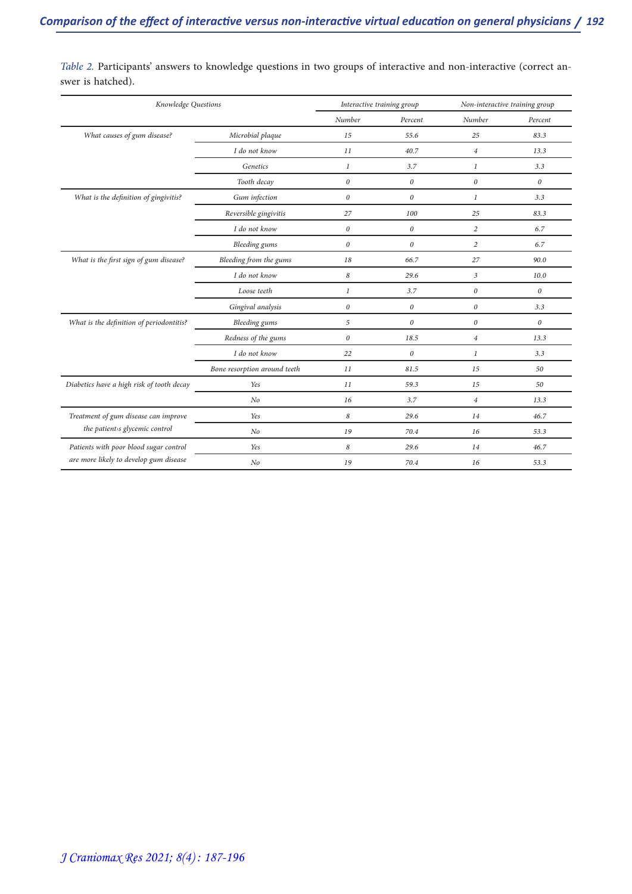*Table 2.* Participants' answers to knowledge questions in two groups of interactive and non-interactive (correct answer is hatched).

| Knowledge Questions | | Interactive training group | | Non-interactive training group | |
|---|---|---|---|---|---|
| | | Number | Percent | Number | Percent |
| What causes of gum disease? | Microbial plaque | 15 | 55.6 | 25 | 83.3 |
| | I do not know | 11 | 40.7 | 4 | 13.3 |
| | Genetics | 1 | 3.7 | 1 | 3.3 |
| | Tooth decay | 0 | 0 | 0 | 0 |
| What is the definition of gingivitis? | Gum infection | 0 | 0 | 1 | 3.3 |
| | Reversible gingivitis | 27 | 100 | 25 | 83.3 |
| | I do not know | 0 | 0 | 2 | 6.7 |
| | Bleeding gums | 0 | 0 | 2 | 6.7 |
| What is the first sign of gum disease? | Bleeding from the gums | 18 | 66.7 | 27 | 90.0 |
| | I do not know | 8 | 29.6 | 3 | 10.0 |
| | Loose teeth | 1 | 3.7 | 0 | 0 |
| | Gingival analysis | 0 | 0 | 0 | 3.3 |
| What is the definition of periodontitis? | Bleeding gums | 5 | 0 | 0 | 0 |
| | Redness of the gums | 0 | 18.5 | 4 | 13.3 |
| | I do not know | 22 | 0 | 1 | 3.3 |
| | Bone resorption around teeth | 11 | 81.5 | 15 | 50 |
| Diabetics have a high risk of tooth decay | Yes | 11 | 59.3 | 15 | 50 |
| | No | 16 | 3.7 | 4 | 13.3 |
| Treatment of gum disease can improve the patient›s glycemic control | Yes | 8 | 29.6 | 14 | 46.7 |
| | No | 19 | 70.4 | 16 | 53.3 |
| Patients with poor blood sugar control are more likely to develop gum disease | Yes | 8 | 29.6 | 14 | 46.7 |
| | No | 19 | 70.4 | 16 | 53.3 |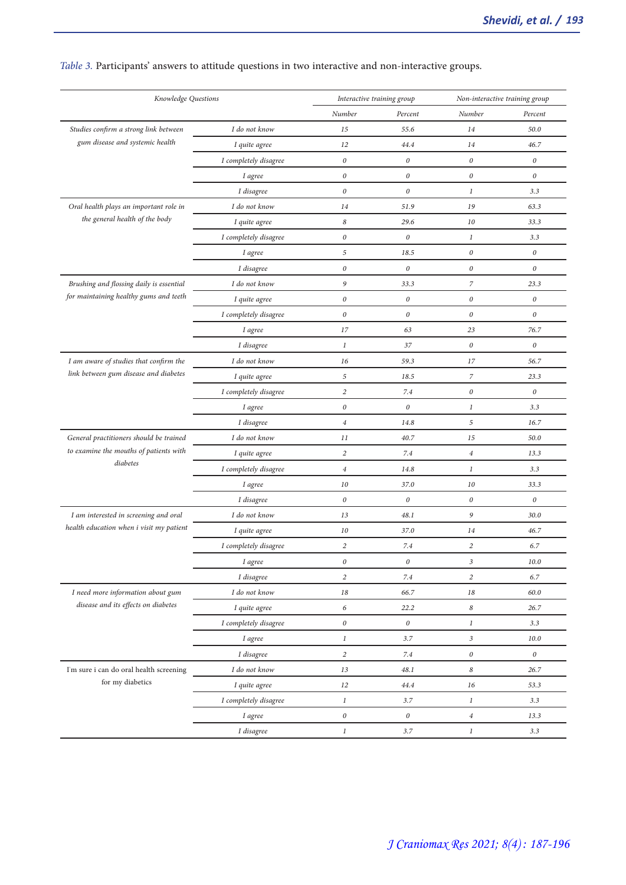*Table 3.* Participants' answers to attitude questions in two interactive and non-interactive groups.

| *Knowledge Questions* | | *Interactive training group* | | *Non-interactive training group* | |
|---|---|---|---|---|---|
| | | *Number* | *Percent* | *Number* | *Percent* |
| *Studies confirm a strong link between gum disease and systemic health* | *I do not know* | *15* | *55.6* | *14* | *50.0* |
| | *I quite agree* | *12* | *44.4* | *14* | *46.7* |
| | *I completely disagree* | *0* | *0* | *0* | *0* |
| | *I agree* | *0* | *0* | *0* | *0* |
| | *I disagree* | *0* | *0* | *1* | *3.3* |
| *Oral health plays an important role in the general health of the body* | *I do not know* | *14* | *51.9* | *19* | *63.3* |
| | *I quite agree* | *8* | *29.6* | *10* | *33.3* |
| | *I completely disagree* | *0* | *0* | *1* | *3.3* |
| | *I agree* | *5* | *18.5* | *0* | *0* |
| | *I disagree* | *0* | *0* | *0* | *0* |
| *Brushing and flossing daily is essential for maintaining healthy gums and teeth* | *I do not know* | *9* | *33.3* | *7* | *23.3* |
| | *I quite agree* | *0* | *0* | *0* | *0* |
| | *I completely disagree* | *0* | *0* | *0* | *0* |
| | *I agree* | *17* | *63* | *23* | *76.7* |
| | *I disagree* | *1* | *37* | *0* | *0* |
| *I am aware of studies that confirm the link between gum disease and diabetes* | *I do not know* | *16* | *59.3* | *17* | *56.7* |
| | *I quite agree* | *5* | *18.5* | *7* | *23.3* |
| | *I completely disagree* | *2* | *7.4* | *0* | *0* |
| | *I agree* | *0* | *0* | *1* | *3.3* |
| | *I disagree* | *4* | *14.8* | *5* | *16.7* |
| *General practitioners should be trained to examine the mouths of patients with diabetes* | *I do not know* | *11* | *40.7* | *15* | *50.0* |
| | *I quite agree* | *2* | *7.4* | *4* | *13.3* |
| | *I completely disagree* | *4* | *14.8* | *1* | *3.3* |
| | *I agree* | *10* | *37.0* | *10* | *33.3* |
| | *I disagree* | *0* | *0* | *0* | *0* |
| *I am interested in screening and oral health education when i visit my patient* | *I do not know* | *13* | *48.1* | *9* | *30.0* |
| | *I quite agree* | *10* | *37.0* | *14* | *46.7* |
| | *I completely disagree* | *2* | *7.4* | *2* | *6.7* |
| | *I agree* | *0* | *0* | *3* | *10.0* |
| | *I disagree* | *2* | *7.4* | *2* | *6.7* |
| *I need more information about gum disease and its effects on diabetes* | *I do not know* | *18* | *66.7* | *18* | *60.0* |
| | *I quite agree* | *6* | *22.2* | *8* | *26.7* |
| | *I completely disagree* | *0* | *0* | *1* | *3.3* |
| | *I agree* | *1* | *3.7* | *3* | *10.0* |
| | *I disagree* | *2* | *7.4* | *0* | *0* |
| I'm sure i can do oral health screening for my diabetics | *I do not know* | *13* | *48.1* | *8* | *26.7* |
| | *I quite agree* | *12* | *44.4* | *16* | *53.3* |
| | *I completely disagree* | *1* | *3.7* | *1* | *3.3* |
| | *I agree* | *0* | *0* | *4* | *13.3* |
| | *I disagree* | *1* | *3.7* | *1* | *3.3* |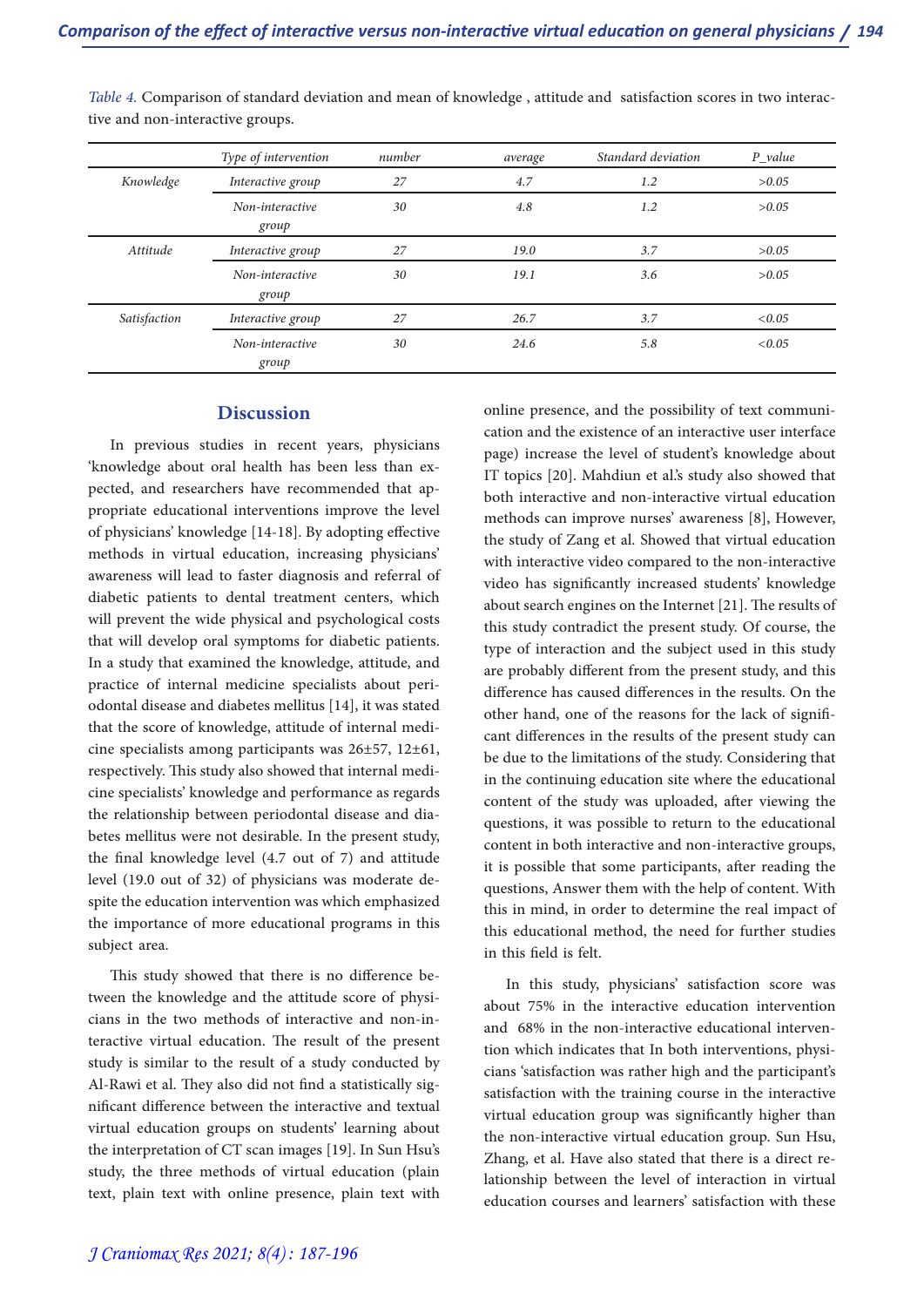*Table 4.* Comparison of standard deviation and mean of knowledge , attitude and satisfaction scores in two interactive and non-interactive groups.

| | Type of intervention | number | average | Standard deviation | P_value |
|---|---|---|---|---|---|
| Knowledge | Interactive group | 27 | 4.7 | 1.2 | >0.05 |
| | Non-interactive group | 30 | 4.8 | 1.2 | >0.05 |
| Attitude | Interactive group | 27 | 19.0 | 3.7 | >0.05 |
| | Non-interactive group | 30 | 19.1 | 3.6 | >0.05 |
| Satisfaction | Interactive group | 27 | 26.7 | 3.7 | <0.05 |
| | Non-interactive group | 30 | 24.6 | 5.8 | <0.05 |

## Discussion

In previous studies in recent years, physicians 'knowledge about oral health has been less than expected, and researchers have recommended that appropriate educational interventions improve the level of physicians' knowledge [14-18]. By adopting effective methods in virtual education, increasing physicians' awareness will lead to faster diagnosis and referral of diabetic patients to dental treatment centers, which will prevent the wide physical and psychological costs that will develop oral symptoms for diabetic patients. In a study that examined the knowledge, attitude, and practice of internal medicine specialists about periodontal disease and diabetes mellitus [14], it was stated that the score of knowledge, attitude of internal medicine specialists among participants was 26±57, 12±61, respectively. This study also showed that internal medicine specialists' knowledge and performance as regards the relationship between periodontal disease and diabetes mellitus were not desirable. In the present study, the final knowledge level (4.7 out of 7) and attitude level (19.0 out of 32) of physicians was moderate despite the education intervention was which emphasized the importance of more educational programs in this subject area.

This study showed that there is no difference between the knowledge and the attitude score of physicians in the two methods of interactive and non-interactive virtual education. The result of the present study is similar to the result of a study conducted by Al-Rawi et al. They also did not find a statistically significant difference between the interactive and textual virtual education groups on students' learning about the interpretation of CT scan images [19]. In Sun Hsu's study, the three methods of virtual education (plain text, plain text with online presence, plain text with online presence, and the possibility of text communication and the existence of an interactive user interface page) increase the level of student's knowledge about IT topics [20]. Mahdiun et al.'s study also showed that both interactive and non-interactive virtual education methods can improve nurses' awareness [8], However, the study of Zang et al. Showed that virtual education with interactive video compared to the non-interactive video has significantly increased students' knowledge about search engines on the Internet [21]. The results of this study contradict the present study. Of course, the type of interaction and the subject used in this study are probably different from the present study, and this difference has caused differences in the results. On the other hand, one of the reasons for the lack of significant differences in the results of the present study can be due to the limitations of the study. Considering that in the continuing education site where the educational content of the study was uploaded, after viewing the questions, it was possible to return to the educational content in both interactive and non-interactive groups, it is possible that some participants, after reading the questions, Answer them with the help of content. With this in mind, in order to determine the real impact of this educational method, the need for further studies in this field is felt.

In this study, physicians' satisfaction score was about 75% in the interactive education intervention and 68% in the non-interactive educational intervention which indicates that In both interventions, physicians 'satisfaction was rather high and the participant's satisfaction with the training course in the interactive virtual education group was significantly higher than the non-interactive virtual education group. Sun Hsu, Zhang, et al. Have also stated that there is a direct relationship between the level of interaction in virtual education courses and learners' satisfaction with these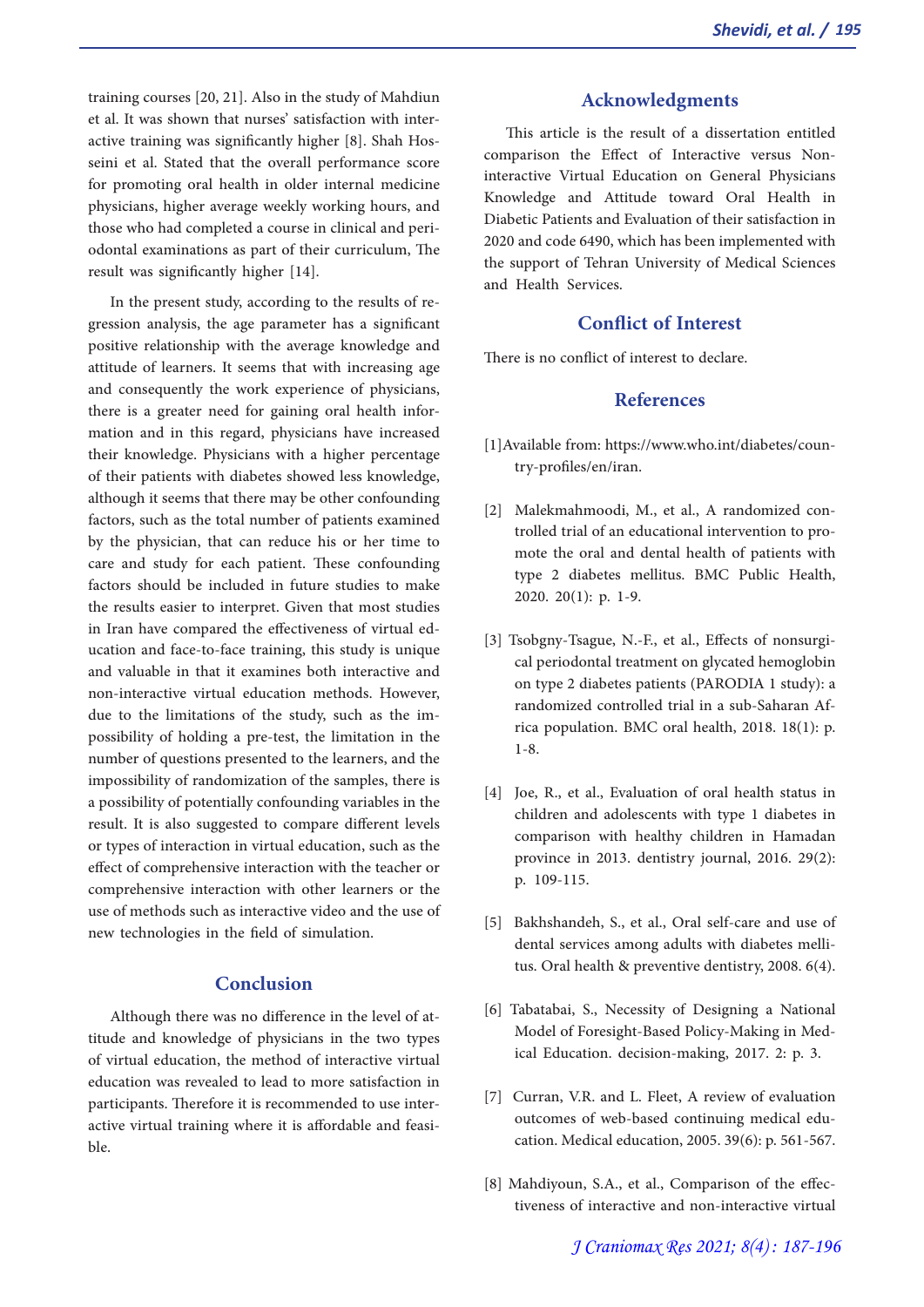training courses [20, 21]. Also in the study of Mahdiun et al. It was shown that nurses' satisfaction with interactive training was significantly higher [8]. Shah Hosseini et al. Stated that the overall performance score for promoting oral health in older internal medicine physicians, higher average weekly working hours, and those who had completed a course in clinical and periodontal examinations as part of their curriculum, The result was significantly higher [14].

In the present study, according to the results of regression analysis, the age parameter has a significant positive relationship with the average knowledge and attitude of learners. It seems that with increasing age and consequently the work experience of physicians, there is a greater need for gaining oral health information and in this regard, physicians have increased their knowledge. Physicians with a higher percentage of their patients with diabetes showed less knowledge, although it seems that there may be other confounding factors, such as the total number of patients examined by the physician, that can reduce his or her time to care and study for each patient. These confounding factors should be included in future studies to make the results easier to interpret. Given that most studies in Iran have compared the effectiveness of virtual education and face-to-face training, this study is unique and valuable in that it examines both interactive and non-interactive virtual education methods. However, due to the limitations of the study, such as the impossibility of holding a pre-test, the limitation in the number of questions presented to the learners, and the impossibility of randomization of the samples, there is a possibility of potentially confounding variables in the result. It is also suggested to compare different levels or types of interaction in virtual education, such as the effect of comprehensive interaction with the teacher or comprehensive interaction with other learners or the use of methods such as interactive video and the use of new technologies in the field of simulation.

## Conclusion

Although there was no difference in the level of attitude and knowledge of physicians in the two types of virtual education, the method of interactive virtual education was revealed to lead to more satisfaction in participants. Therefore it is recommended to use interactive virtual training where it is affordable and feasible.

## Acknowledgments

This article is the result of a dissertation entitled comparison the Effect of Interactive versus Non-interactive Virtual Education on General Physicians Knowledge and Attitude toward Oral Health in Diabetic Patients and Evaluation of their satisfaction in 2020 and code 6490, which has been implemented with the support of Tehran University of Medical Sciences and Health Services.

## Conflict of Interest

There is no conflict of interest to declare.

## References

[1]Available from: https://www.who.int/diabetes/country-profiles/en/iran.

[2] Malekmahmoodi, M., et al., A randomized controlled trial of an educational intervention to promote the oral and dental health of patients with type 2 diabetes mellitus. BMC Public Health, 2020. 20(1): p. 1-9.

[3] Tsobgny-Tsague, N.-F., et al., Effects of nonsurgical periodontal treatment on glycated hemoglobin on type 2 diabetes patients (PARODIA 1 study): a randomized controlled trial in a sub-Saharan Africa population. BMC oral health, 2018. 18(1): p. 1-8.

[4] Joe, R., et al., Evaluation of oral health status in children and adolescents with type 1 diabetes in comparison with healthy children in Hamadan province in 2013. dentistry journal, 2016. 29(2): p. 109-115.

[5] Bakhshandeh, S., et al., Oral self-care and use of dental services among adults with diabetes mellitus. Oral health & preventive dentistry, 2008. 6(4).

[6] Tabatabai, S., Necessity of Designing a National Model of Foresight-Based Policy-Making in Medical Education. decision-making, 2017. 2: p. 3.

[7] Curran, V.R. and L. Fleet, A review of evaluation outcomes of web-based continuing medical education. Medical education, 2005. 39(6): p. 561-567.

[8] Mahdiyoun, S.A., et al., Comparison of the effectiveness of interactive and non-interactive virtual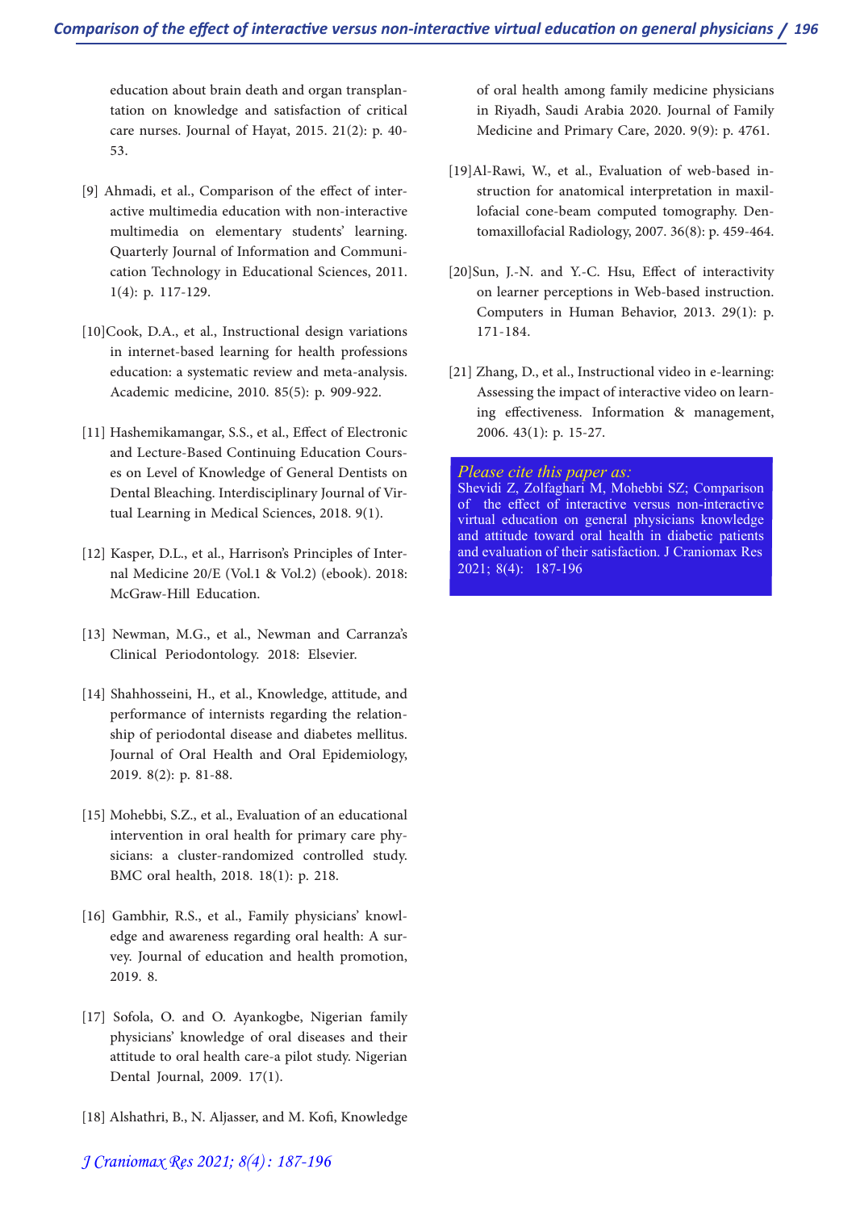education about brain death and organ transplantation on knowledge and satisfaction of critical care nurses. Journal of Hayat, 2015. 21(2): p. 40-53.

[9] Ahmadi, et al., Comparison of the effect of interactive multimedia education with non-interactive multimedia on elementary students' learning. Quarterly Journal of Information and Communication Technology in Educational Sciences, 2011. 1(4): p. 117-129.

[10] Cook, D.A., et al., Instructional design variations in internet-based learning for health professions education: a systematic review and meta-analysis. Academic medicine, 2010. 85(5): p. 909-922.

[11] Hashemikamangar, S.S., et al., Effect of Electronic and Lecture-Based Continuing Education Courses on Level of Knowledge of General Dentists on Dental Bleaching. Interdisciplinary Journal of Virtual Learning in Medical Sciences, 2018. 9(1).

[12] Kasper, D.L., et al., Harrison's Principles of Internal Medicine 20/E (Vol.1 & Vol.2) (ebook). 2018: McGraw-Hill Education.

[13] Newman, M.G., et al., Newman and Carranza's Clinical Periodontology. 2018: Elsevier.

[14] Shahhosseini, H., et al., Knowledge, attitude, and performance of internists regarding the relationship of periodontal disease and diabetes mellitus. Journal of Oral Health and Oral Epidemiology, 2019. 8(2): p. 81-88.

[15] Mohebbi, S.Z., et al., Evaluation of an educational intervention in oral health for primary care physicians: a cluster-randomized controlled study. BMC oral health, 2018. 18(1): p. 218.

[16] Gambhir, R.S., et al., Family physicians' knowledge and awareness regarding oral health: A survey. Journal of education and health promotion, 2019. 8.

[17] Sofola, O. and O. Ayankogbe, Nigerian family physicians' knowledge of oral diseases and their attitude to oral health care-a pilot study. Nigerian Dental Journal, 2009. 17(1).

[18] Alshathri, B., N. Aljasser, and M. Kofi, Knowledge of oral health among family medicine physicians in Riyadh, Saudi Arabia 2020. Journal of Family Medicine and Primary Care, 2020. 9(9): p. 4761.

[19] Al-Rawi, W., et al., Evaluation of web-based instruction for anatomical interpretation in maxillofacial cone-beam computed tomography. Dentomaxillofacial Radiology, 2007. 36(8): p. 459-464.

[20] Sun, J.-N. and Y.-C. Hsu, Effect of interactivity on learner perceptions in Web-based instruction. Computers in Human Behavior, 2013. 29(1): p. 171-184.

[21] Zhang, D., et al., Instructional video in e-learning: Assessing the impact of interactive video on learning effectiveness. Information & management, 2006. 43(1): p. 15-27.

*Please cite this paper as:*
Shevidi Z, Zolfaghari M, Mohebbi SZ; Comparison of the effect of interactive versus non-interactive virtual education on general physicians knowledge and attitude toward oral health in diabetic patients and evaluation of their satisfaction. J Craniomax Res 2021; 8(4): 187-196